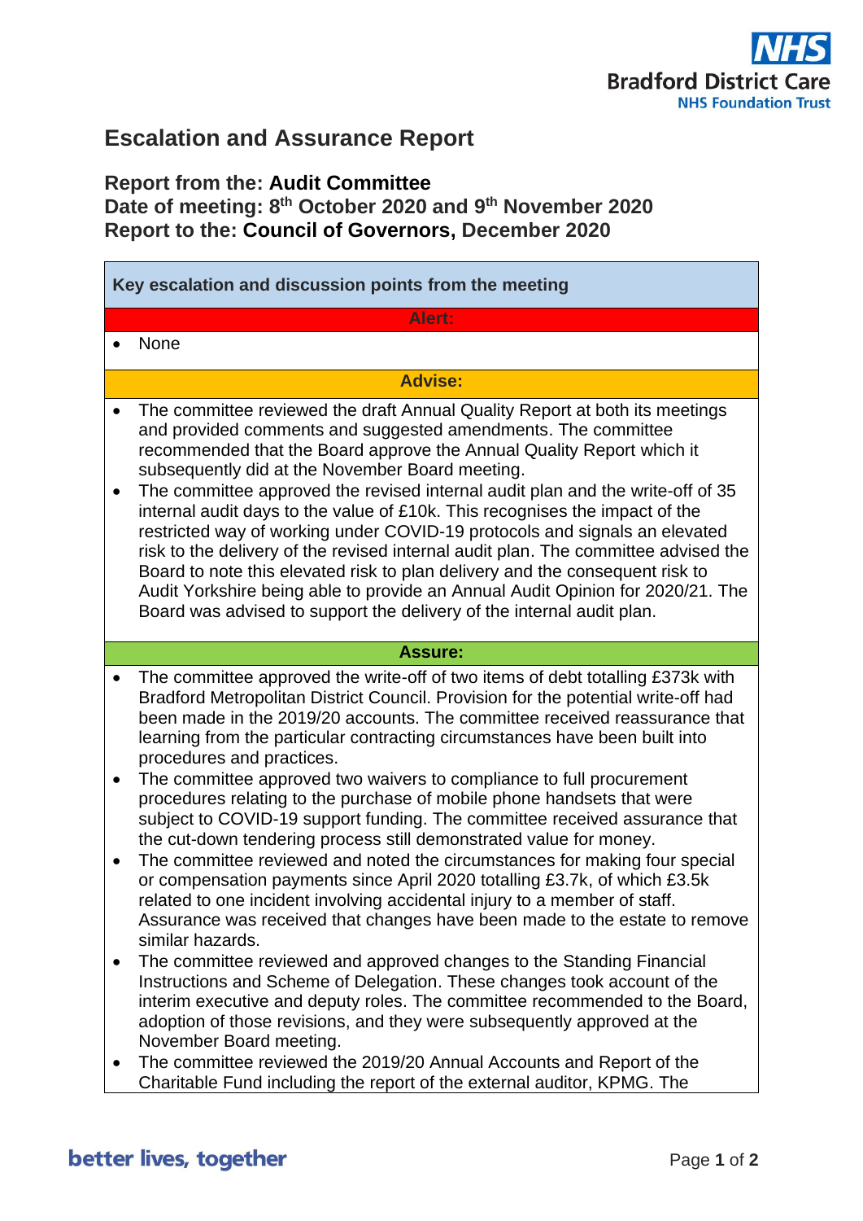# Escalation and Assurance Report

## Report from the: **Audit Committee**
## Date of meeting: 8th October 2020 and 9th November 2020
## Report to the: **Council of Governors**, December 2020

**Key escalation and discussion points from the meeting**

**Alert:**

- None

**Advise:**

- The committee reviewed the draft Annual Quality Report at both its meetings and provided comments and suggested amendments. The committee recommended that the Board approve the Annual Quality Report which it subsequently did at the November Board meeting.
- The committee approved the revised internal audit plan and the write-off of 35 internal audit days to the value of £10k. This recognises the impact of the restricted way of working under COVID-19 protocols and signals an elevated risk to the delivery of the revised internal audit plan. The committee advised the Board to note this elevated risk to plan delivery and the consequent risk to Audit Yorkshire being able to provide an Annual Audit Opinion for 2020/21. The Board was advised to support the delivery of the internal audit plan.

**Assure:**

- The committee approved the write-off of two items of debt totalling £373k with Bradford Metropolitan District Council. Provision for the potential write-off had been made in the 2019/20 accounts. The committee received reassurance that learning from the particular contracting circumstances have been built into procedures and practices.
- The committee approved two waivers to compliance to full procurement procedures relating to the purchase of mobile phone handsets that were subject to COVID-19 support funding. The committee received assurance that the cut-down tendering process still demonstrated value for money.
- The committee reviewed and noted the circumstances for making four special or compensation payments since April 2020 totalling £3.7k, of which £3.5k related to one incident involving accidental injury to a member of staff. Assurance was received that changes have been made to the estate to remove similar hazards.
- The committee reviewed and approved changes to the Standing Financial Instructions and Scheme of Delegation. These changes took account of the interim executive and deputy roles. The committee recommended to the Board, adoption of those revisions, and they were subsequently approved at the November Board meeting.
- The committee reviewed the 2019/20 Annual Accounts and Report of the Charitable Fund including the report of the external auditor, KPMG. The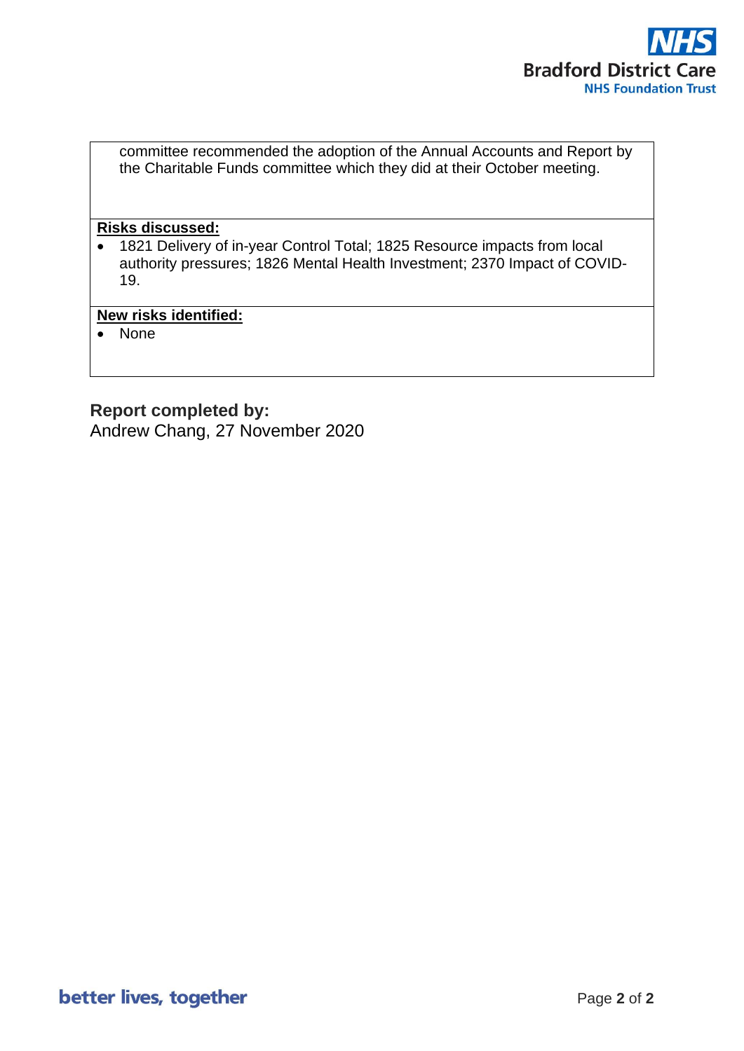committee recommended the adoption of the Annual Accounts and Report by the Charitable Funds committee which they did at their October meeting.

**Risks discussed:**

- 1821 Delivery of in-year Control Total; 1825 Resource impacts from local authority pressures; 1826 Mental Health Investment; 2370 Impact of COVID-19.

**New risks identified:**

- None

**Report completed by:**
Andrew Chang, 27 November 2020